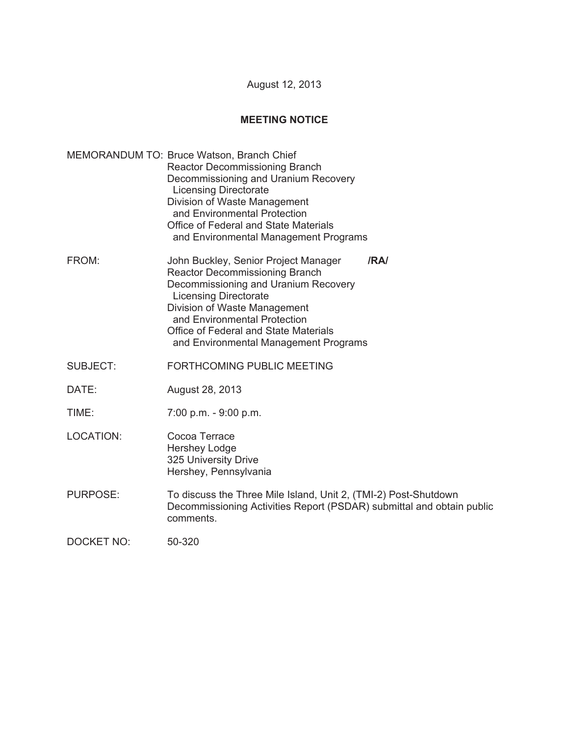August 12, 2013

**MEETING NOTICE**

MEMORANDUM TO: Bruce Watson, Branch Chief
Reactor Decommissioning Branch
Decommissioning and Uranium Recovery
Licensing Directorate
Division of Waste Management
and Environmental Protection
Office of Federal and State Materials
and Environmental Management Programs

FROM: John Buckley, Senior Project Manager **/RA/**
Reactor Decommissioning Branch
Decommissioning and Uranium Recovery
Licensing Directorate
Division of Waste Management
and Environmental Protection
Office of Federal and State Materials
and Environmental Management Programs

SUBJECT: FORTHCOMING PUBLIC MEETING

DATE: August 28, 2013

TIME: 7:00 p.m. - 9:00 p.m.

LOCATION: Cocoa Terrace
Hershey Lodge
325 University Drive
Hershey, Pennsylvania

PURPOSE: To discuss the Three Mile Island, Unit 2, (TMI-2) Post-Shutdown Decommissioning Activities Report (PSDAR) submittal and obtain public comments.

DOCKET NO: 50-320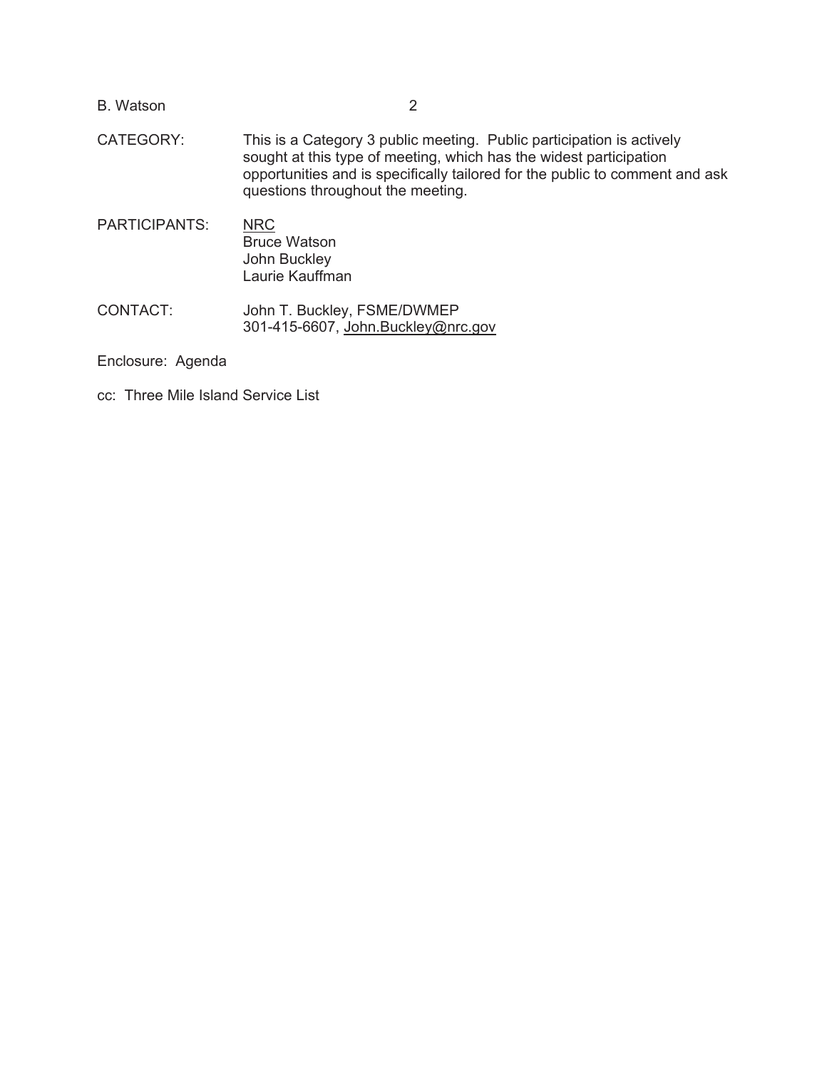CATEGORY: This is a Category 3 public meeting. Public participation is actively sought at this type of meeting, which has the widest participation opportunities and is specifically tailored for the public to comment and ask questions throughout the meeting.

PARTICIPANTS: NRC
Bruce Watson
John Buckley
Laurie Kauffman

CONTACT: John T. Buckley, FSME/DWMEP
301-415-6607, John.Buckley@nrc.gov

Enclosure: Agenda

cc: Three Mile Island Service List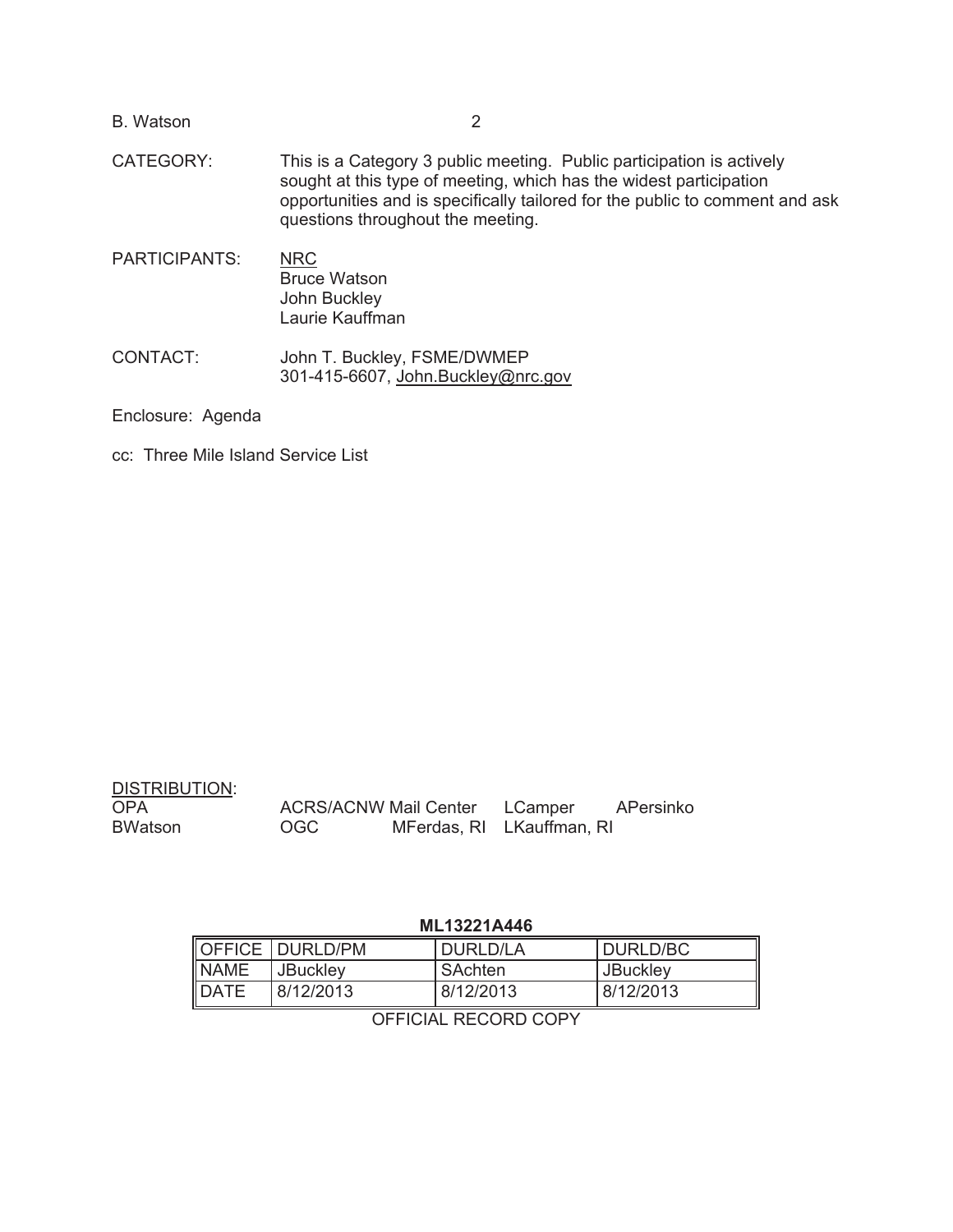CATEGORY: This is a Category 3 public meeting. Public participation is actively sought at this type of meeting, which has the widest participation opportunities and is specifically tailored for the public to comment and ask questions throughout the meeting.

PARTICIPANTS: NRC
Bruce Watson
John Buckley
Laurie Kauffman

CONTACT: John T. Buckley, FSME/DWMEP
301-415-6607, John.Buckley@nrc.gov

Enclosure: Agenda

cc: Three Mile Island Service List

DISTRIBUTION:

| | | | | |
|---|---|---|---|---|
| OPA | ACRS/ACNW Mail Center | | LCamper | APersinko |
| BWatson | OGC | MFerdas, RI | LKauffman, RI | |

**ML13221A446**

| OFFICE | DURLD/PM | DURLD/LA | DURLD/BC |
|---|---|---|---|
| NAME | JBuckley | SAchten | JBuckley |
| DATE | 8/12/2013 | 8/12/2013 | 8/12/2013 |

OFFICIAL RECORD COPY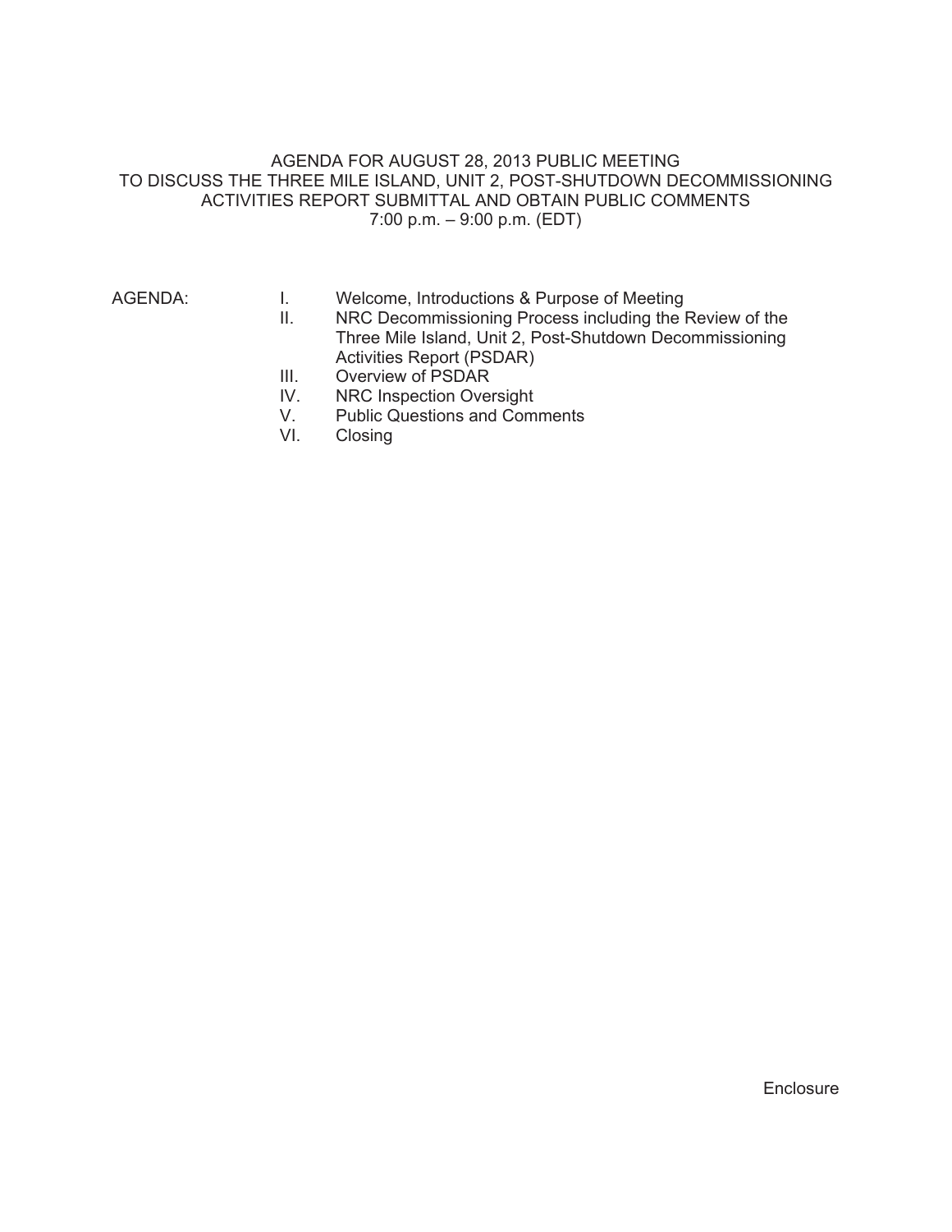# AGENDA FOR AUGUST 28, 2013 PUBLIC MEETING TO DISCUSS THE THREE MILE ISLAND, UNIT 2, POST-SHUTDOWN DECOMMISSIONING ACTIVITIES REPORT SUBMITTAL AND OBTAIN PUBLIC COMMENTS

7:00 p.m. – 9:00 p.m. (EDT)

AGENDA:

I. Welcome, Introductions & Purpose of Meeting
II. NRC Decommissioning Process including the Review of the Three Mile Island, Unit 2, Post-Shutdown Decommissioning Activities Report (PSDAR)
III. Overview of PSDAR
IV. NRC Inspection Oversight
V. Public Questions and Comments
VI. Closing

Enclosure